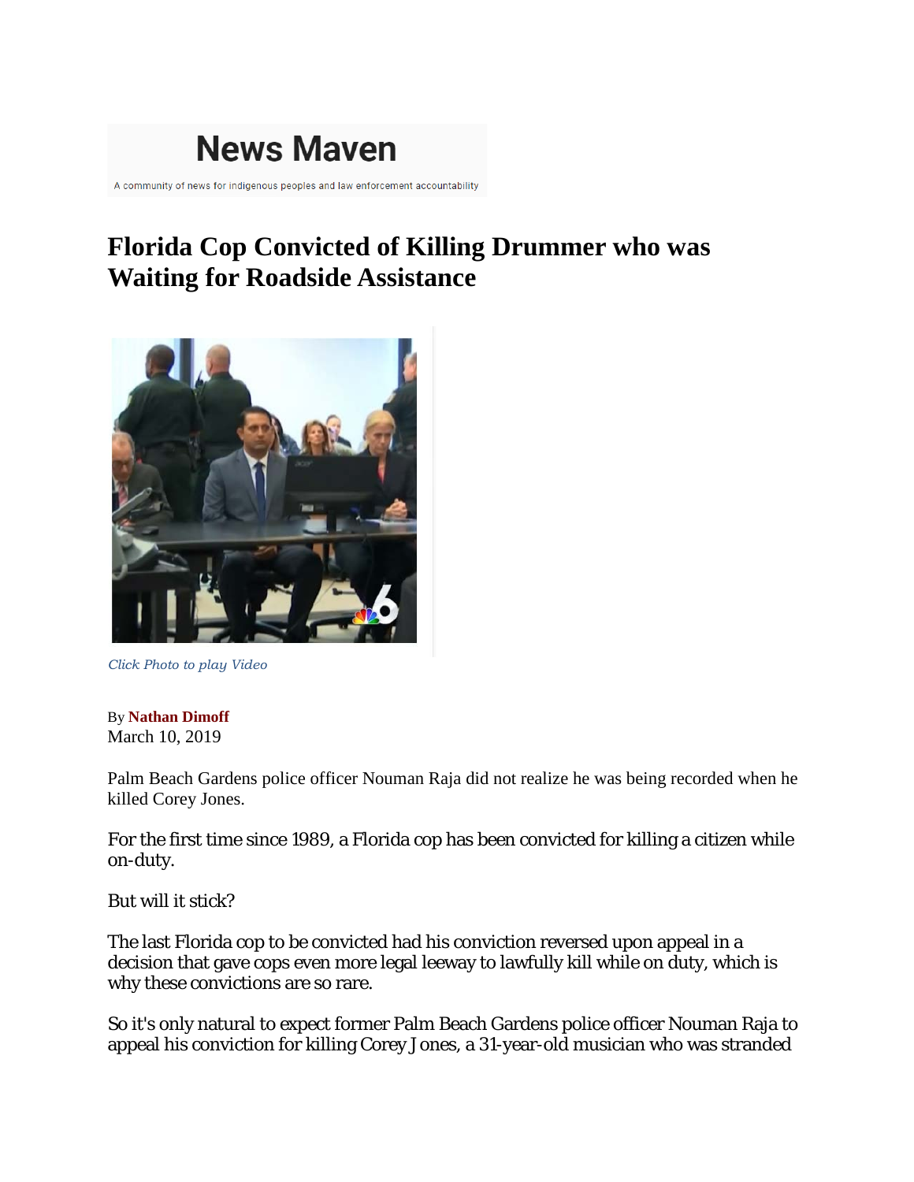News Maven

A community of news for indigenous peoples and law enforcement accountability

# Florida Cop Convicted of Killing Drummer who was Waiting for Roadside Assistance

*Click Photo to play Video*

By **Nathan Dimoff**
March 10, 2019

Palm Beach Gardens police officer Nouman Raja did not realize he was being recorded when he killed Corey Jones.

For the first time since 1989, a Florida cop has been convicted for killing a citizen while on-duty.

But will it stick?

The last Florida cop to be convicted had his conviction reversed upon appeal in a decision that gave cops even more legal leeway to lawfully kill while on duty, which is why these convictions are so rare.

So it's only natural to expect former Palm Beach Gardens police officer Nouman Raja to appeal his conviction for killing Corey Jones, a 31-year-old musician who was stranded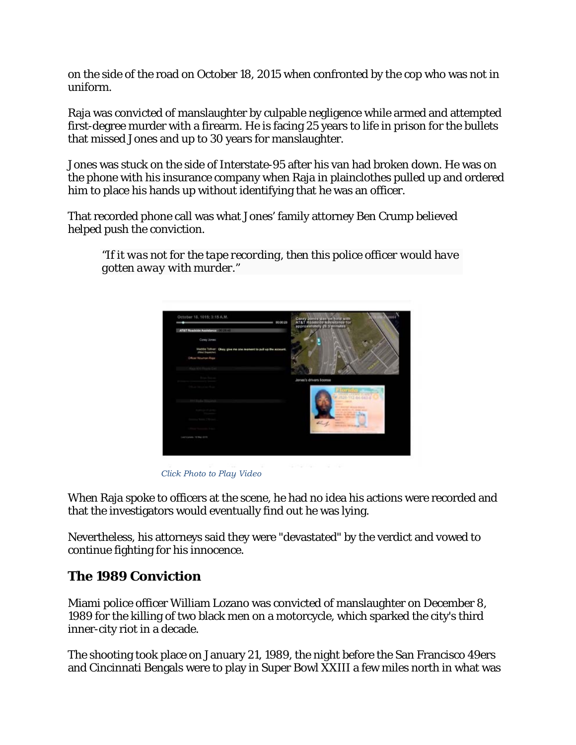on the side of the road on October 18, 2015 when confronted by the cop who was not in uniform.

Raja was convicted of manslaughter by culpable negligence while armed and attempted first-degree murder with a firearm. He is facing 25 years to life in prison for the bullets that missed Jones and up to 30 years for manslaughter.

Jones was stuck on the side of Interstate-95 after his van had broken down. He was on the phone with his insurance company when Raja in plainclothes pulled up and ordered him to place his hands up without identifying that he was an officer.

That recorded phone call was what Jones' family attorney Ben Crump believed helped push the conviction.

> *"If it was not for the tape recording, then this police officer would have gotten away with murder."*

*Click Photo to Play Video*

When Raja spoke to officers at the scene, he had no idea his actions were recorded and that the investigators would eventually find out he was lying.

Nevertheless, his attorneys said they were "devastated" by the verdict and vowed to continue fighting for his innocence.

## The 1989 Conviction

Miami police officer William Lozano was convicted of manslaughter on December 8, 1989 for the killing of two black men on a motorcycle, which sparked the city's third inner-city riot in a decade.

The shooting took place on January 21, 1989, the night before the San Francisco 49ers and Cincinnati Bengals were to play in Super Bowl XXIII a few miles north in what was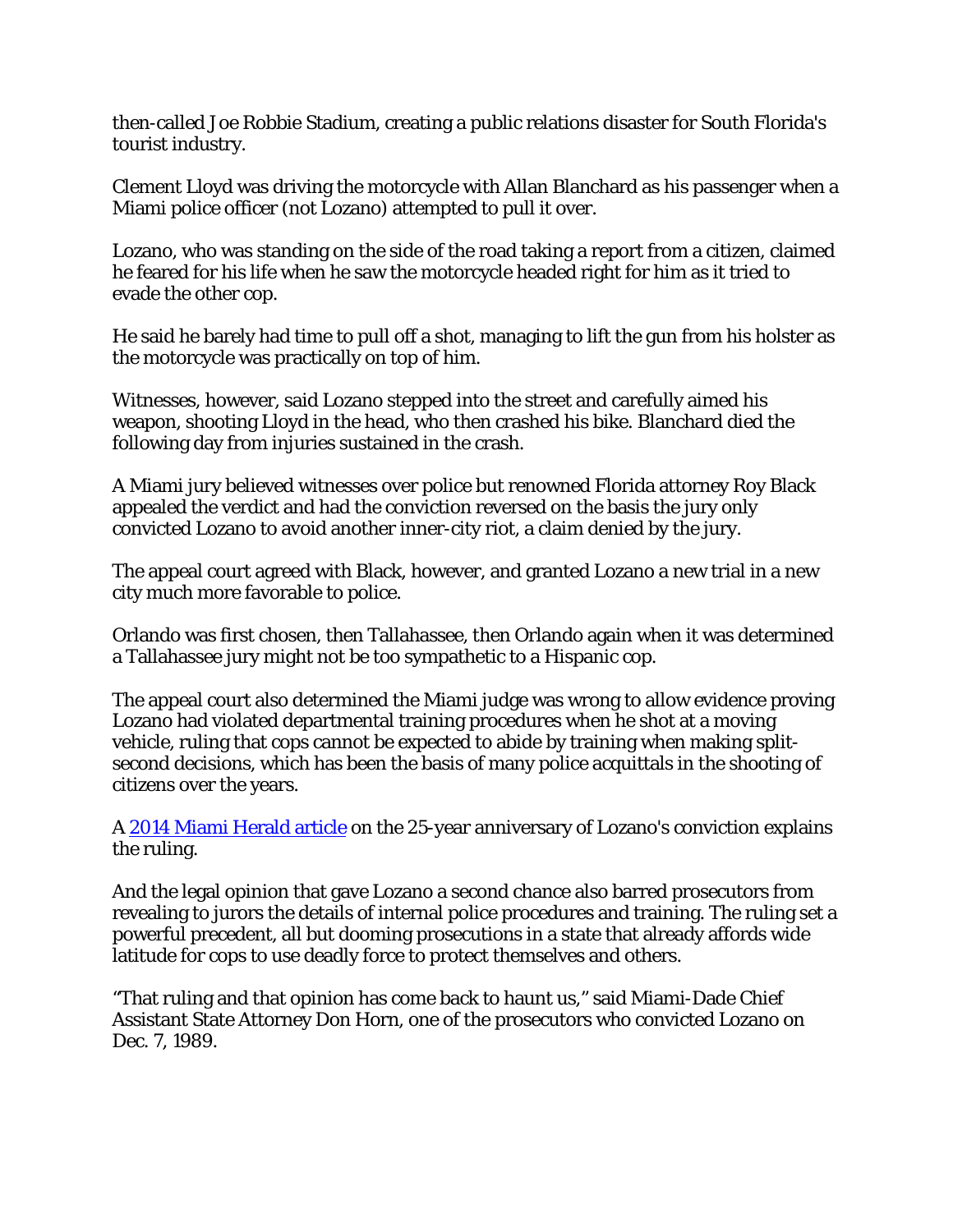then-called Joe Robbie Stadium, creating a public relations disaster for South Florida's tourist industry.

Clement Lloyd was driving the motorcycle with Allan Blanchard as his passenger when a Miami police officer (not Lozano) attempted to pull it over.

Lozano, who was standing on the side of the road taking a report from a citizen, claimed he feared for his life when he saw the motorcycle headed right for him as it tried to evade the other cop.

He said he barely had time to pull off a shot, managing to lift the gun from his holster as the motorcycle was practically on top of him.

Witnesses, however, said Lozano stepped into the street and carefully aimed his weapon, shooting Lloyd in the head, who then crashed his bike. Blanchard died the following day from injuries sustained in the crash.

A Miami jury believed witnesses over police but renowned Florida attorney Roy Black appealed the verdict and had the conviction reversed on the basis the jury only convicted Lozano to avoid another inner-city riot, a claim denied by the jury.

The appeal court agreed with Black, however, and granted Lozano a new trial in a new city much more favorable to police.

Orlando was first chosen, then Tallahassee, then Orlando again when it was determined a Tallahassee jury might not be too sympathetic to a Hispanic cop.

The appeal court also determined the Miami judge was wrong to allow evidence proving Lozano had violated departmental training procedures when he shot at a moving vehicle, ruling that cops cannot be expected to abide by training when making split-second decisions, which has been the basis of many police acquittals in the shooting of citizens over the years.

A [2014 Miami Herald article](#) on the 25-year anniversary of Lozano's conviction explains the ruling.

And the legal opinion that gave Lozano a second chance also barred prosecutors from revealing to jurors the details of internal police procedures and training. The ruling set a powerful precedent, all but dooming prosecutions in a state that already affords wide latitude for cops to use deadly force to protect themselves and others.

"That ruling and that opinion has come back to haunt us," said Miami-Dade Chief Assistant State Attorney Don Horn, one of the prosecutors who convicted Lozano on Dec. 7, 1989.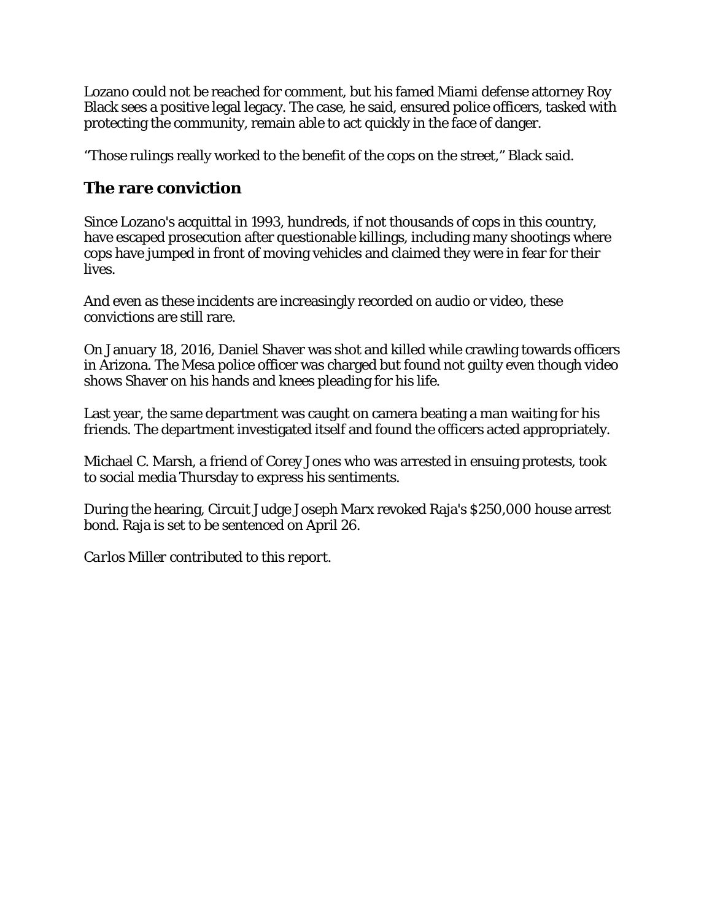Lozano could not be reached for comment, but his famed Miami defense attorney Roy Black sees a positive legal legacy. The case, he said, ensured police officers, tasked with protecting the community, remain able to act quickly in the face of danger.

“Those rulings really worked to the benefit of the cops on the street,” Black said.

## The rare conviction

Since Lozano's acquittal in 1993, hundreds, if not thousands of cops in this country, have escaped prosecution after questionable killings, including many shootings where cops have jumped in front of moving vehicles and claimed they were in fear for their lives.

And even as these incidents are increasingly recorded on audio or video, these convictions are still rare.

On January 18, 2016, Daniel Shaver was shot and killed while crawling towards officers in Arizona. The Mesa police officer was charged but found not guilty even though video shows Shaver on his hands and knees pleading for his life.

Last year, the same department was caught on camera beating a man waiting for his friends. The department investigated itself and found the officers acted appropriately.

Michael C. Marsh, a friend of Corey Jones who was arrested in ensuing protests, took to social media Thursday to express his sentiments.

During the hearing, Circuit Judge Joseph Marx revoked Raja's $250,000 house arrest bond. Raja is set to be sentenced on April 26.

*Carlos Miller contributed to this report.*